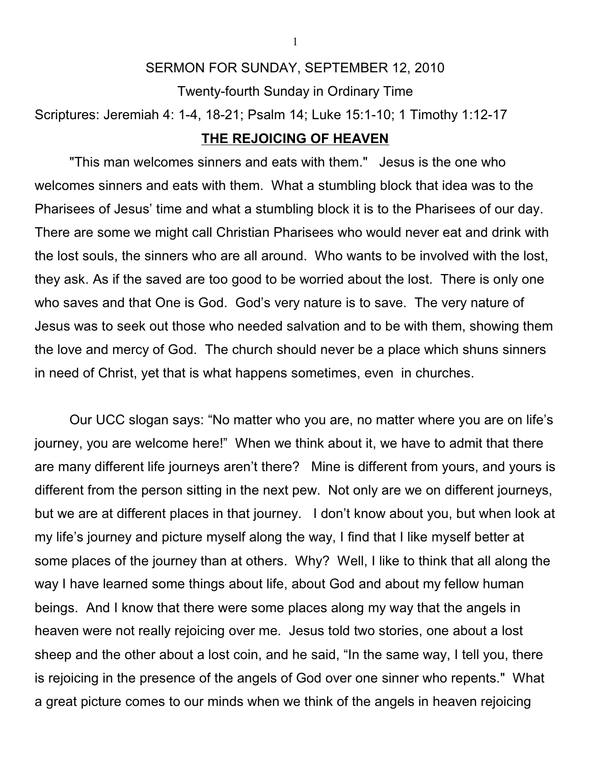SERMON FOR SUNDAY, SEPTEMBER 12, 2010

Twenty-fourth Sunday in Ordinary Time

Scriptures: Jeremiah 4: 1-4, 18-21; Psalm 14; Luke 15:1-10; 1 Timothy 1:12-17

# THE REJOICING OF HEAVEN

"This man welcomes sinners and eats with them." Jesus is the one who welcomes sinners and eats with them. What a stumbling block that idea was to the Pharisees of Jesus' time and what a stumbling block it is to the Pharisees of our day. There are some we might call Christian Pharisees who would never eat and drink with the lost souls, the sinners who are all around. Who wants to be involved with the lost, they ask. As if the saved are too good to be worried about the lost. There is only one who saves and that One is God. God's very nature is to save. The very nature of Jesus was to seek out those who needed salvation and to be with them, showing them the love and mercy of God. The church should never be a place which shuns sinners in need of Christ, yet that is what happens sometimes, even in churches.

Our UCC slogan says: "No matter who you are, no matter where you are on life's journey, you are welcome here!" When we think about it, we have to admit that there are many different life journeys aren't there? Mine is different from yours, and yours is different from the person sitting in the next pew. Not only are we on different journeys, but we are at different places in that journey. I don't know about you, but when look at my life's journey and picture myself along the way, I find that I like myself better at some places of the journey than at others. Why? Well, I like to think that all along the way I have learned some things about life, about God and about my fellow human beings. And I know that there were some places along my way that the angels in heaven were not really rejoicing over me. Jesus told two stories, one about a lost sheep and the other about a lost coin, and he said, "In the same way, I tell you, there is rejoicing in the presence of the angels of God over one sinner who repents." What a great picture comes to our minds when we think of the angels in heaven rejoicing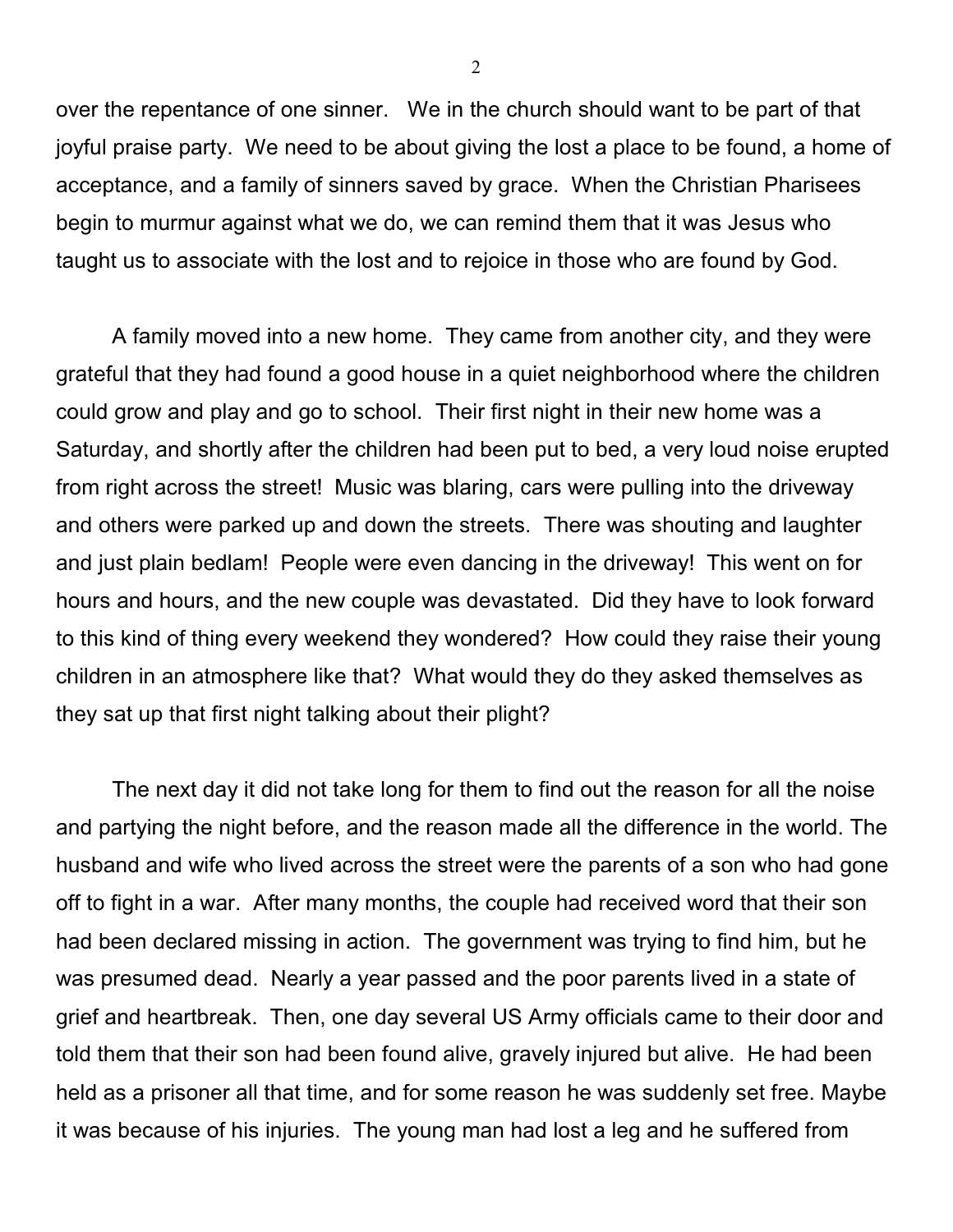over the repentance of one sinner. We in the church should want to be part of that joyful praise party. We need to be about giving the lost a place to be found, a home of acceptance, and a family of sinners saved by grace. When the Christian Pharisees begin to murmur against what we do, we can remind them that it was Jesus who taught us to associate with the lost and to rejoice in those who are found by God.

A family moved into a new home. They came from another city, and they were grateful that they had found a good house in a quiet neighborhood where the children could grow and play and go to school. Their first night in their new home was a Saturday, and shortly after the children had been put to bed, a very loud noise erupted from right across the street! Music was blaring, cars were pulling into the driveway and others were parked up and down the streets. There was shouting and laughter and just plain bedlam! People were even dancing in the driveway! This went on for hours and hours, and the new couple was devastated. Did they have to look forward to this kind of thing every weekend they wondered? How could they raise their young children in an atmosphere like that? What would they do they asked themselves as they sat up that first night talking about their plight?

The next day it did not take long for them to find out the reason for all the noise and partying the night before, and the reason made all the difference in the world. The husband and wife who lived across the street were the parents of a son who had gone off to fight in a war. After many months, the couple had received word that their son had been declared missing in action. The government was trying to find him, but he was presumed dead. Nearly a year passed and the poor parents lived in a state of grief and heartbreak. Then, one day several US Army officials came to their door and told them that their son had been found alive, gravely injured but alive. He had been held as a prisoner all that time, and for some reason he was suddenly set free. Maybe it was because of his injuries. The young man had lost a leg and he suffered from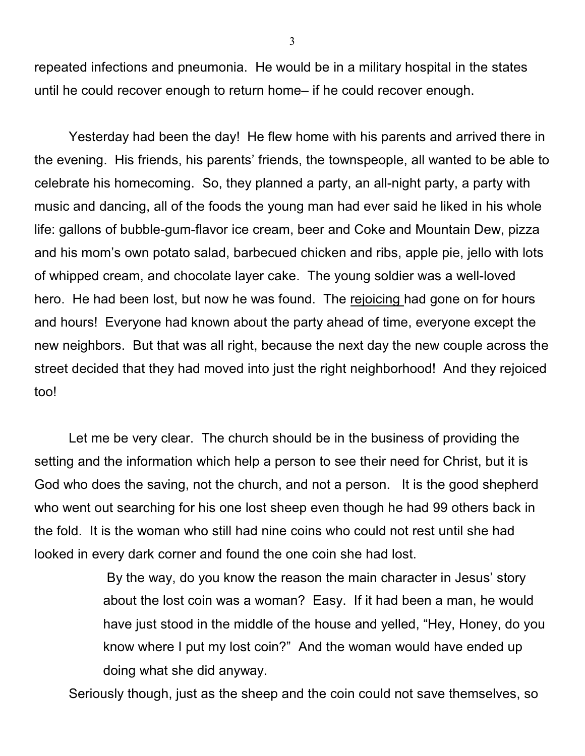repeated infections and pneumonia. He would be in a military hospital in the states until he could recover enough to return home– if he could recover enough.

Yesterday had been the day! He flew home with his parents and arrived there in the evening. His friends, his parents' friends, the townspeople, all wanted to be able to celebrate his homecoming. So, they planned a party, an all-night party, a party with music and dancing, all of the foods the young man had ever said he liked in his whole life: gallons of bubble-gum-flavor ice cream, beer and Coke and Mountain Dew, pizza and his mom's own potato salad, barbecued chicken and ribs, apple pie, jello with lots of whipped cream, and chocolate layer cake. The young soldier was a well-loved hero. He had been lost, but now he was found. The <u>rejoicing</u> had gone on for hours and hours! Everyone had known about the party ahead of time, everyone except the new neighbors. But that was all right, because the next day the new couple across the street decided that they had moved into just the right neighborhood! And they rejoiced too!

Let me be very clear. The church should be in the business of providing the setting and the information which help a person to see their need for Christ, but it is God who does the saving, not the church, and not a person. It is the good shepherd who went out searching for his one lost sheep even though he had 99 others back in the fold. It is the woman who still had nine coins who could not rest until she had looked in every dark corner and found the one coin she had lost.

> By the way, do you know the reason the main character in Jesus' story about the lost coin was a woman? Easy. If it had been a man, he would have just stood in the middle of the house and yelled, "Hey, Honey, do you know where I put my lost coin?" And the woman would have ended up doing what she did anyway.

Seriously though, just as the sheep and the coin could not save themselves, so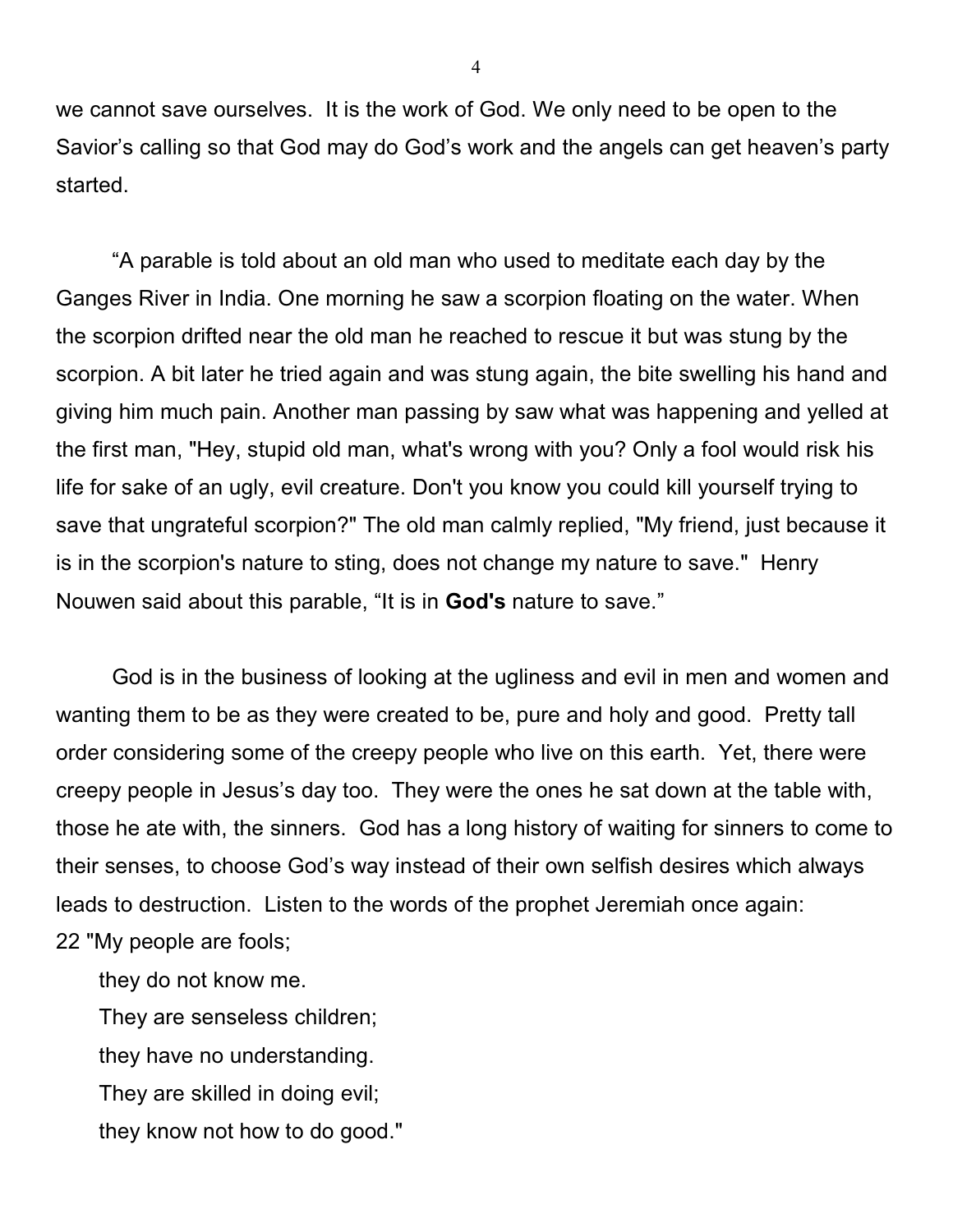we cannot save ourselves. It is the work of God. We only need to be open to the Savior's calling so that God may do God's work and the angels can get heaven's party started.

"A parable is told about an old man who used to meditate each day by the Ganges River in India. One morning he saw a scorpion floating on the water. When the scorpion drifted near the old man he reached to rescue it but was stung by the scorpion. A bit later he tried again and was stung again, the bite swelling his hand and giving him much pain. Another man passing by saw what was happening and yelled at the first man, "Hey, stupid old man, what's wrong with you? Only a fool would risk his life for sake of an ugly, evil creature. Don't you know you could kill yourself trying to save that ungrateful scorpion?" The old man calmly replied, "My friend, just because it is in the scorpion's nature to sting, does not change my nature to save." Henry Nouwen said about this parable, "It is in **God's** nature to save."

God is in the business of looking at the ugliness and evil in men and women and wanting them to be as they were created to be, pure and holy and good. Pretty tall order considering some of the creepy people who live on this earth. Yet, there were creepy people in Jesus's day too. They were the ones he sat down at the table with, those he ate with, the sinners. God has a long history of waiting for sinners to come to their senses, to choose God's way instead of their own selfish desires which always leads to destruction. Listen to the words of the prophet Jeremiah once again:

22 "My people are fools;  
they do not know me.  
They are senseless children;  
they have no understanding.  
They are skilled in doing evil;  
they know not how to do good."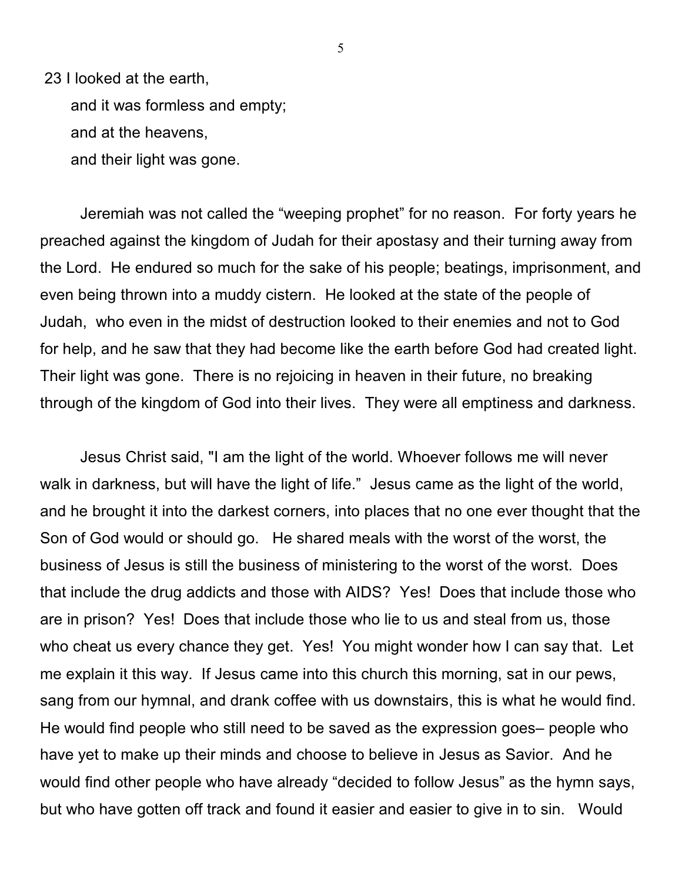23 I looked at the earth,  
and it was formless and empty;  
and at the heavens,  
and their light was gone.

Jeremiah was not called the "weeping prophet" for no reason. For forty years he preached against the kingdom of Judah for their apostasy and their turning away from the Lord. He endured so much for the sake of his people; beatings, imprisonment, and even being thrown into a muddy cistern. He looked at the state of the people of Judah, who even in the midst of destruction looked to their enemies and not to God for help, and he saw that they had become like the earth before God had created light. Their light was gone. There is no rejoicing in heaven in their future, no breaking through of the kingdom of God into their lives. They were all emptiness and darkness.

Jesus Christ said, "I am the light of the world. Whoever follows me will never walk in darkness, but will have the light of life." Jesus came as the light of the world, and he brought it into the darkest corners, into places that no one ever thought that the Son of God would or should go. He shared meals with the worst of the worst, the business of Jesus is still the business of ministering to the worst of the worst. Does that include the drug addicts and those with AIDS? Yes! Does that include those who are in prison? Yes! Does that include those who lie to us and steal from us, those who cheat us every chance they get. Yes! You might wonder how I can say that. Let me explain it this way. If Jesus came into this church this morning, sat in our pews, sang from our hymnal, and drank coffee with us downstairs, this is what he would find. He would find people who still need to be saved as the expression goes– people who have yet to make up their minds and choose to believe in Jesus as Savior. And he would find other people who have already "decided to follow Jesus" as the hymn says, but who have gotten off track and found it easier and easier to give in to sin. Would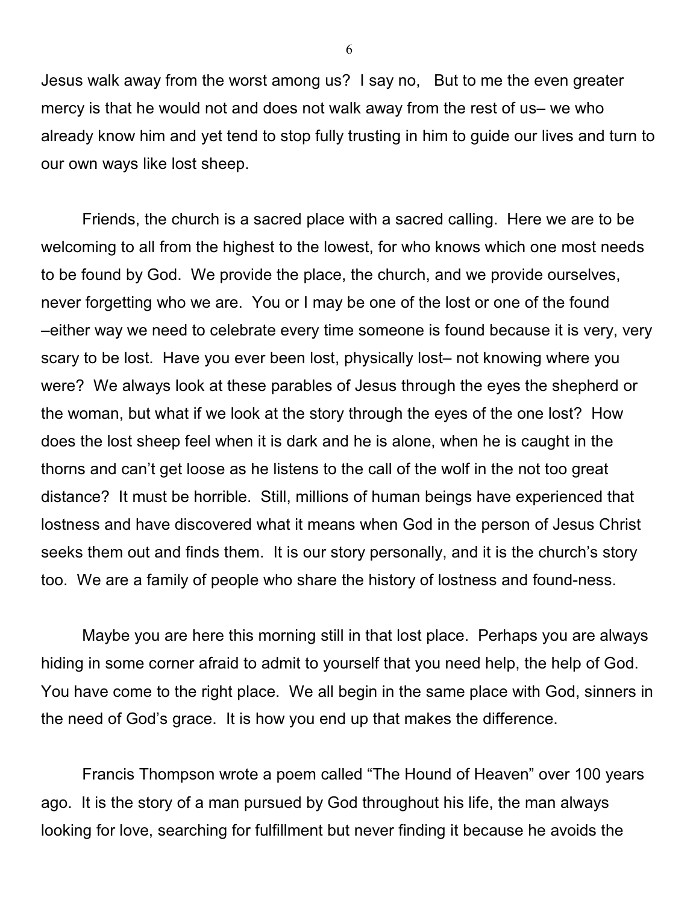Jesus walk away from the worst among us? I say no, But to me the even greater mercy is that he would not and does not walk away from the rest of us– we who already know him and yet tend to stop fully trusting in him to guide our lives and turn to our own ways like lost sheep.

Friends, the church is a sacred place with a sacred calling. Here we are to be welcoming to all from the highest to the lowest, for who knows which one most needs to be found by God. We provide the place, the church, and we provide ourselves, never forgetting who we are. You or I may be one of the lost or one of the found –either way we need to celebrate every time someone is found because it is very, very scary to be lost. Have you ever been lost, physically lost– not knowing where you were? We always look at these parables of Jesus through the eyes the shepherd or the woman, but what if we look at the story through the eyes of the one lost? How does the lost sheep feel when it is dark and he is alone, when he is caught in the thorns and can't get loose as he listens to the call of the wolf in the not too great distance? It must be horrible. Still, millions of human beings have experienced that lostness and have discovered what it means when God in the person of Jesus Christ seeks them out and finds them. It is our story personally, and it is the church's story too. We are a family of people who share the history of lostness and found-ness.

Maybe you are here this morning still in that lost place. Perhaps you are always hiding in some corner afraid to admit to yourself that you need help, the help of God. You have come to the right place. We all begin in the same place with God, sinners in the need of God's grace. It is how you end up that makes the difference.

Francis Thompson wrote a poem called "The Hound of Heaven" over 100 years ago. It is the story of a man pursued by God throughout his life, the man always looking for love, searching for fulfillment but never finding it because he avoids the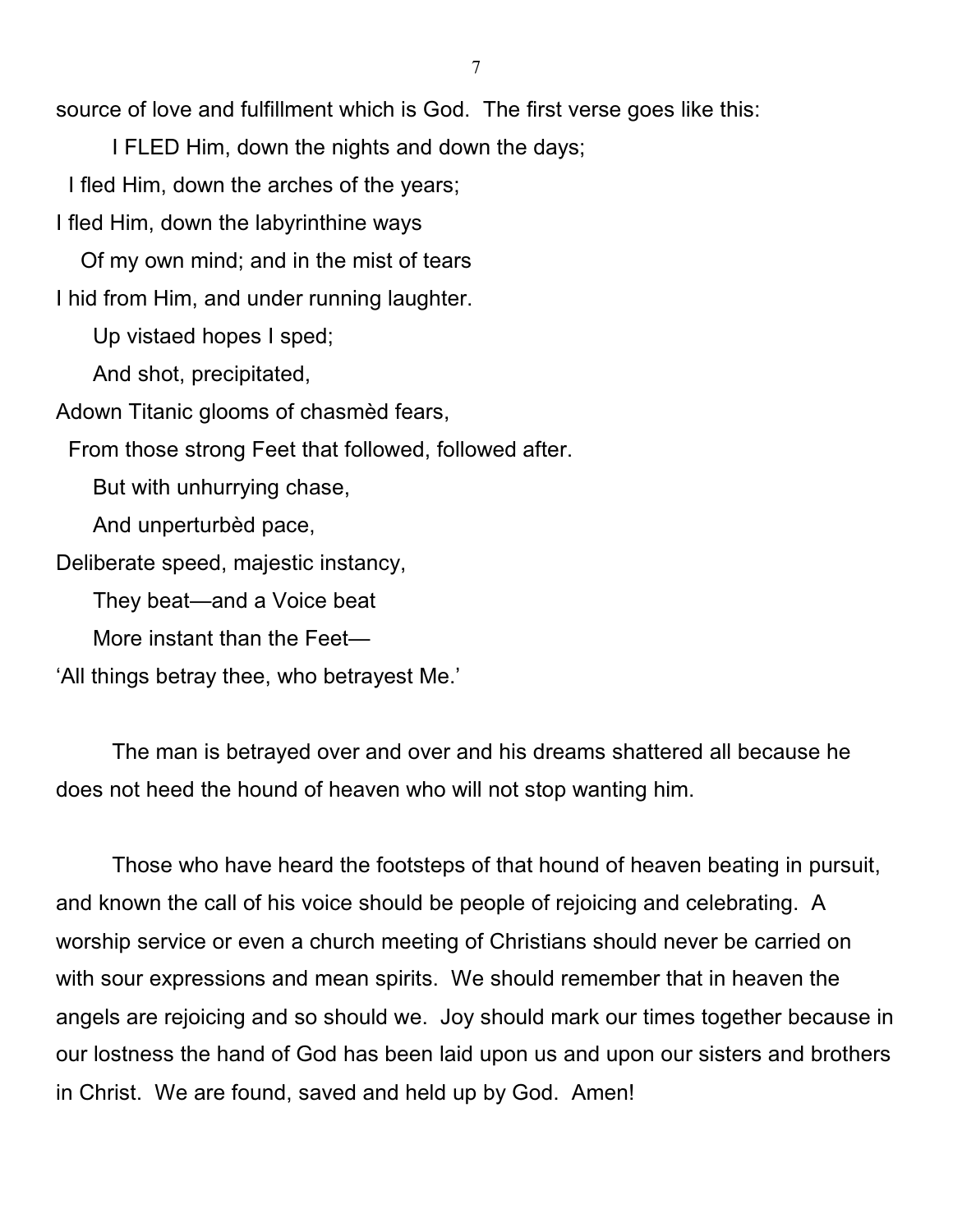source of love and fulfillment which is God. The first verse goes like this:

I FLED Him, down the nights and down the days;  
I fled Him, down the arches of the years;  
I fled Him, down the labyrinthine ways  
Of my own mind; and in the mist of tears  
I hid from Him, and under running laughter.  
Up vistaed hopes I sped;  
And shot, precipitated,  
Adown Titanic glooms of chasmèd fears,  
From those strong Feet that followed, followed after.  
But with unhurrying chase,  
And unperturbèd pace,  
Deliberate speed, majestic instancy,  
They beat—and a Voice beat  
More instant than the Feet—  
'All things betray thee, who betrayest Me.'

The man is betrayed over and over and his dreams shattered all because he does not heed the hound of heaven who will not stop wanting him.

Those who have heard the footsteps of that hound of heaven beating in pursuit, and known the call of his voice should be people of rejoicing and celebrating. A worship service or even a church meeting of Christians should never be carried on with sour expressions and mean spirits. We should remember that in heaven the angels are rejoicing and so should we. Joy should mark our times together because in our lostness the hand of God has been laid upon us and upon our sisters and brothers in Christ. We are found, saved and held up by God. Amen!